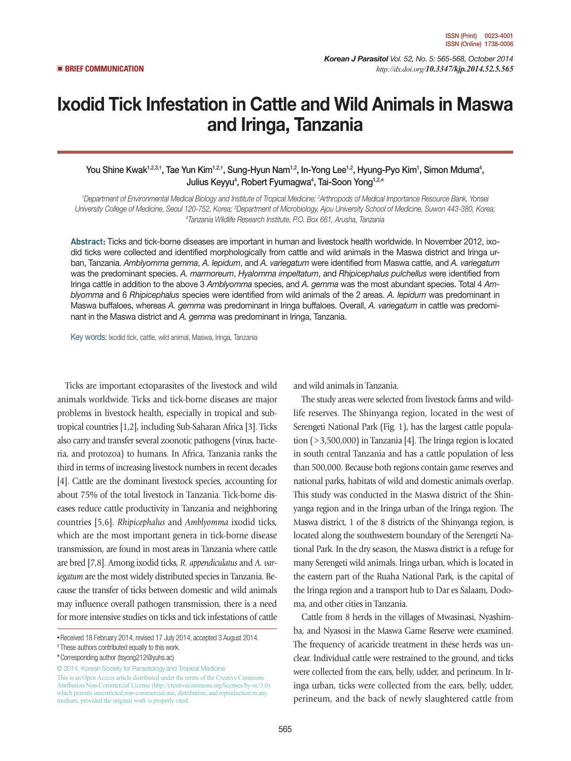BRIEF COMMUNICATION

# Ixodid Tick Infestation in Cattle and Wild Animals in Maswa and Iringa, Tanzania

You Shine Kwak[1,2,3,†], Tae Yun Kim[1,2,†], Sung-Hyun Nam[1,2], In-Yong Lee[1,2], Hyung-Pyo Kim[1], Simon Mduma[4], Julius Keyyu[4], Robert Fyumagwa[4], Tai-Soon Yong[1,2,*]

[1]*Department of Environmental Medical Biology and Institute of Tropical Medicine;* [2]*Arthropods of Medical Importance Resource Bank, Yonsei University College of Medicine, Seoul 120-752, Korea;* [3]*Department of Microbiology, Ajou University School of Medicine, Suwon 443-380, Korea;* [4]*Tanzania Wildlife Research Institute, P.O. Box 661, Arusha, Tanzania*

**Abstract:** Ticks and tick-borne diseases are important in human and livestock health worldwide. In November 2012, ixodid ticks were collected and identified morphologically from cattle and wild animals in the Maswa district and Iringa urban, Tanzania. *Amblyomma gemma*, *A. lepidum*, and *A. variegatum* were identified from Maswa cattle, and *A. variegatum* was the predominant species. *A. marmoreum*, *Hyalomma impeltatum*, and *Rhipicephalus pulchellus* were identified from Iringa cattle in addition to the above 3 *Amblyomma* species, and *A. gemma* was the most abundant species. Total 4 *Amblyomma* and 6 *Rhipicephalus* species were identified from wild animals of the 2 areas. *A. lepidum* was predominant in Maswa buffaloes, whereas *A. gemma* was predominant in Iringa buffaloes. Overall, *A. variegatum* in cattle was predominant in the Maswa district and *A. gemma* was predominant in Iringa, Tanzania.

Key words: Ixodid tick, cattle, wild animal, Maswa, Iringa, Tanzania

Ticks are important ectoparasites of the livestock and wild animals worldwide. Ticks and tick-borne diseases are major problems in livestock health, especially in tropical and subtropical countries [1,2], including Sub-Saharan Africa [3]. Ticks also carry and transfer several zoonotic pathogens (virus, bacteria, and protozoa) to humans. In Africa, Tanzania ranks the third in terms of increasing livestock numbers in recent decades [4]. Cattle are the dominant livestock species, accounting for about 75% of the total livestock in Tanzania. Tick-borne diseases reduce cattle productivity in Tanzania and neighboring countries [5,6]. *Rhipicephalus* and *Amblyomma* ixodid ticks, which are the most important genera in tick-borne disease transmission, are found in most areas in Tanzania where cattle are bred [7,8]. Among ixodid ticks, *R. appendiculatus* and *A. variegatum* are the most widely distributed species in Tanzania. Because the transfer of ticks between domestic and wild animals may influence overall pathogen transmission, there is a need for more intensive studies on ticks and tick infestations of cattle and wild animals in Tanzania.

The study areas were selected from livestock farms and wildlife reserves. The Shinyanga region, located in the west of Serengeti National Park (Fig. 1), has the largest cattle population (>3,500,000) in Tanzania [4]. The Iringa region is located in south central Tanzania and has a cattle population of less than 500,000. Because both regions contain game reserves and national parks, habitats of wild and domestic animals overlap. This study was conducted in the Maswa district of the Shinyanga region and in the Iringa urban of the Iringa region. The Maswa district, 1 of the 8 districts of the Shinyanga region, is located along the southwestern boundary of the Serengeti National Park. In the dry season, the Maswa district is a refuge for many Serengeti wild animals. Iringa urban, which is located in the eastern part of the Ruaha National Park, is the capital of the Iringa region and a transport hub to Dar es Salaam, Dodoma, and other cities in Tanzania.

Cattle from 8 herds in the villages of Mwasinasi, Nyashimba, and Nyasosi in the Maswa Game Reserve were examined. The frequency of acaricide treatment in these herds was unclear. Individual cattle were restrained to the ground, and ticks were collected from the ears, belly, udder, and perineum. In Iringa urban, ticks were collected from the ears, belly, udder, perineum, and the back of newly slaughtered cattle from

- Received 18 February 2014, revised 17 July 2014, accepted 3 August 2014.
- † These authors contributed equally to this work.
- \* Corresponding author (tsyong212@yuhs.ac)

© 2014, Korean Society for Parasitology and Tropical Medicine
This is an Open Access article distributed under the terms of the Creative Commons Attribution Non-Commercial License (http://creativecommons.org/licenses/by-nc/3.0) which permits unrestricted non-commercial use, distribution, and reproduction in any medium, provided the original work is properly cited.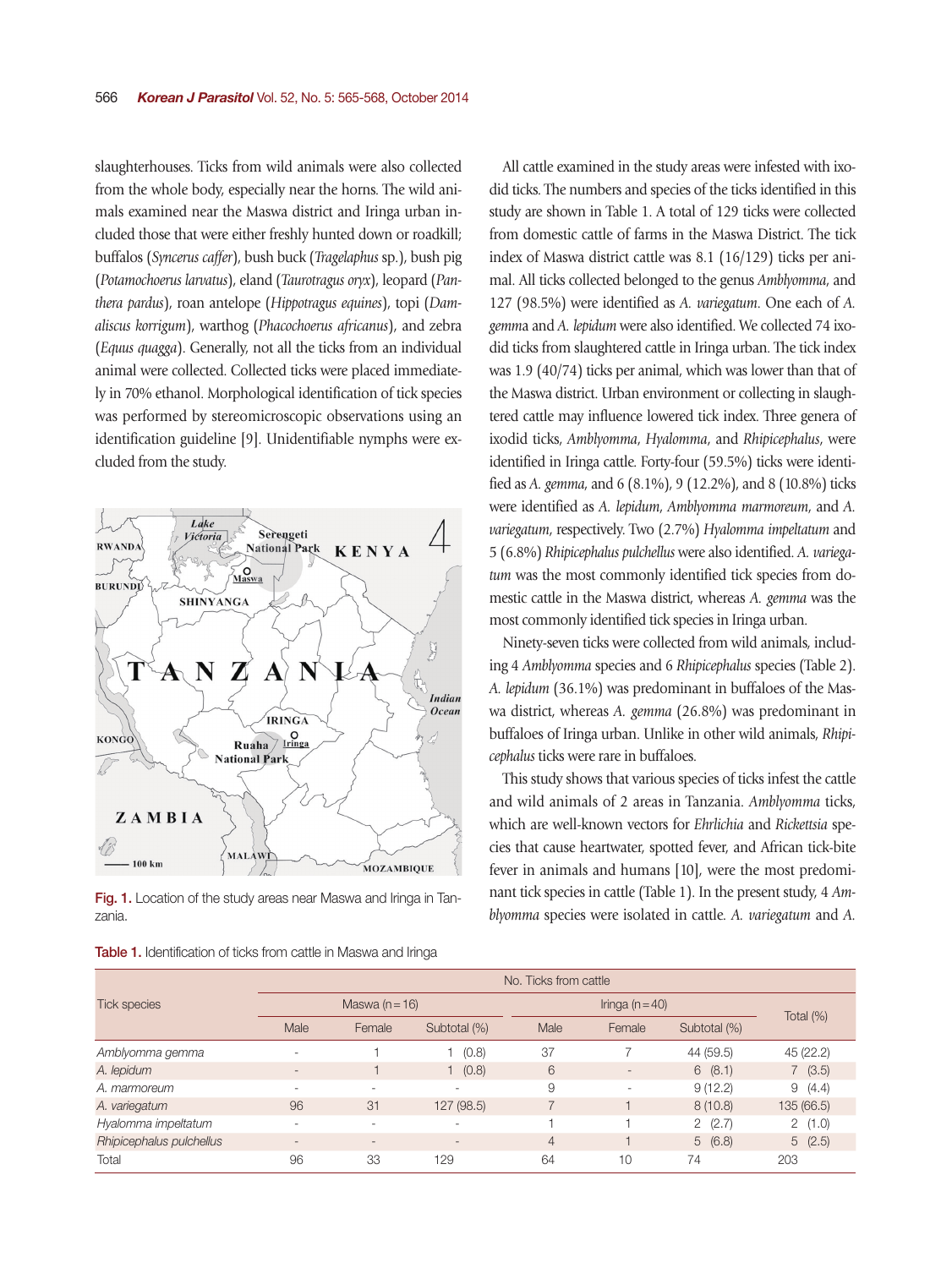slaughterhouses. Ticks from wild animals were also collected from the whole body, especially near the horns. The wild animals examined near the Maswa district and Iringa urban included those that were either freshly hunted down or roadkill; buffalos (*Syncerus caffer*), bush buck (*Tragelaphus* sp.), bush pig (*Potamochoerus larvatus*), eland (*Taurotragus oryx*), leopard (*Panthera pardus*), roan antelope (*Hippotragus equines*), topi (*Damaliscus korrigum*), warthog (*Phacochoerus africanus*), and zebra (*Equus quagga*). Generally, not all the ticks from an individual animal were collected. Collected ticks were placed immediately in 70% ethanol. Morphological identification of tick species was performed by stereomicroscopic observations using an identification guideline [9]. Unidentifiable nymphs were excluded from the study.

Fig. 1. Location of the study areas near Maswa and Iringa in Tanzania.

All cattle examined in the study areas were infested with ixodid ticks. The numbers and species of the ticks identified in this study are shown in Table 1. A total of 129 ticks were collected from domestic cattle of farms in the Maswa District. The tick index of Maswa district cattle was 8.1 (16/129) ticks per animal. All ticks collected belonged to the genus *Amblyomma*, and 127 (98.5%) were identified as *A. variegatum*. One each of *A. gemma* and *A. lepidum* were also identified. We collected 74 ixodid ticks from slaughtered cattle in Iringa urban. The tick index was 1.9 (40/74) ticks per animal, which was lower than that of the Maswa district. Urban environment or collecting in slaughtered cattle may influence lowered tick index. Three genera of ixodid ticks, *Amblyomma*, *Hyalomma*, and *Rhipicephalus*, were identified in Iringa cattle. Forty-four (59.5%) ticks were identified as *A. gemma*, and 6 (8.1%), 9 (12.2%), and 8 (10.8%) ticks were identified as *A. lepidum*, *Amblyomma marmoreum*, and *A. variegatum*, respectively. Two (2.7%) *Hyalomma impeltatum* and 5 (6.8%) *Rhipicephalus pulchellus* were also identified. *A. variegatum* was the most commonly identified tick species from domestic cattle in the Maswa district, whereas *A. gemma* was the most commonly identified tick species in Iringa urban.

Ninety-seven ticks were collected from wild animals, including 4 *Amblyomma* species and 6 *Rhipicephalus* species (Table 2). *A. lepidum* (36.1%) was predominant in buffaloes of the Maswa district, whereas *A. gemma* (26.8%) was predominant in buffaloes of Iringa urban. Unlike in other wild animals, *Rhipicephalus* ticks were rare in buffaloes.

This study shows that various species of ticks infest the cattle and wild animals of 2 areas in Tanzania. *Amblyomma* ticks, which are well-known vectors for *Ehrlichia* and *Rickettsia* species that cause heartwater, spotted fever, and African tick-bite fever in animals and humans [10], were the most predominant tick species in cattle (Table 1). In the present study, 4 *Amblyomma* species were isolated in cattle. *A. variegatum* and *A.*

Table 1. Identification of ticks from cattle in Maswa and Iringa

| Tick species | No. Ticks from cattle | | | | | | |
|---|---|---|---|---|---|---|---|
| | Maswa (n = 16) | | | Iringa (n = 40) | | | Total (%) |
| | Male | Female | Subtotal (%) | Male | Female | Subtotal (%) | |
| *Amblyomma gemma* | - | 1 | 1 (0.8) | 37 | 7 | 44 (59.5) | 45 (22.2) |
| *A. lepidum* | - | 1 | 1 (0.8) | 6 | - | 6 (8.1) | 7 (3.5) |
| *A. marmoreum* | - | - | - | 9 | - | 9 (12.2) | 9 (4.4) |
| *A. variegatum* | 96 | 31 | 127 (98.5) | 7 | 1 | 8 (10.8) | 135 (66.5) |
| *Hyalomma impeltatum* | - | - | - | 1 | 1 | 2 (2.7) | 2 (1.0) |
| *Rhipicephalus pulchellus* | - | - | - | 4 | 1 | 5 (6.8) | 5 (2.5) |
| Total | 96 | 33 | 129 | 64 | 10 | 74 | 203 |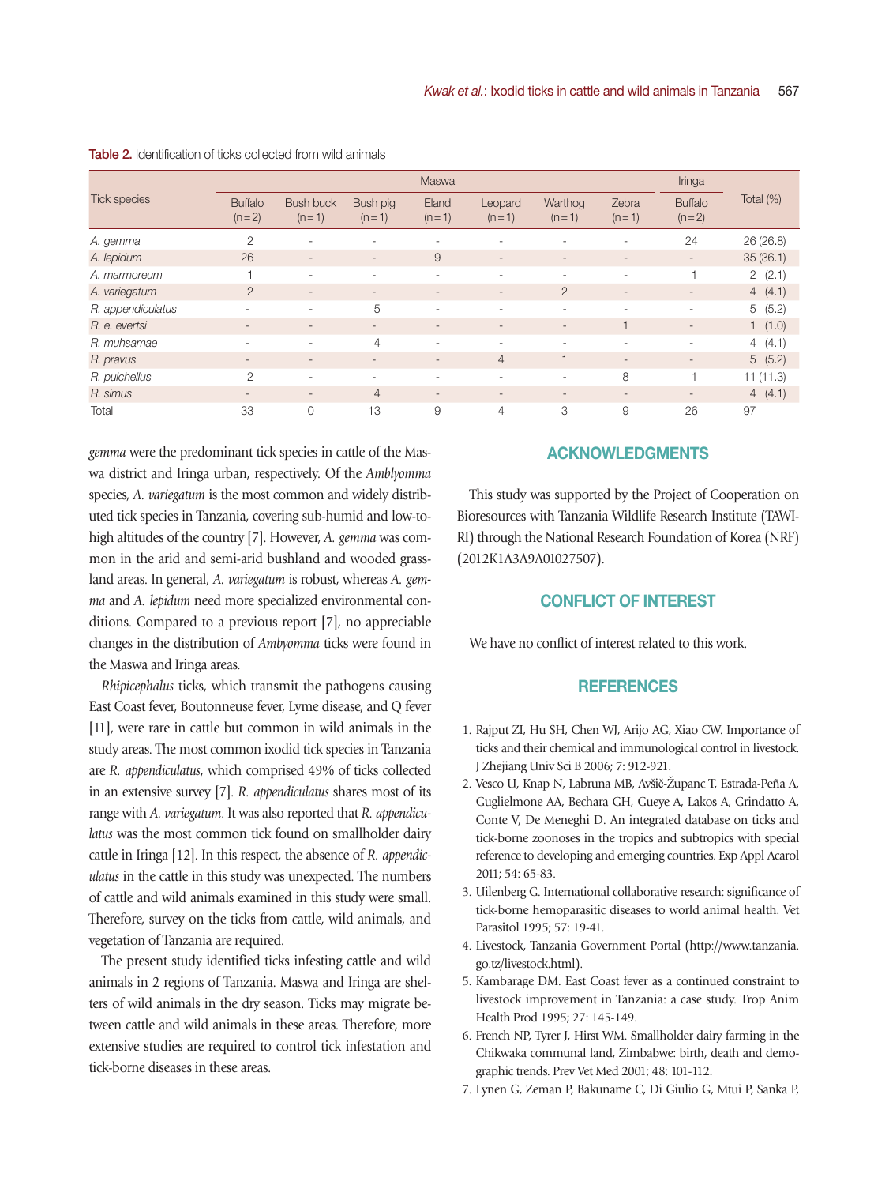Table 2. Identification of ticks collected from wild animals

| Tick species | Maswa | | | | | | | Iringa | Total (%) |
|---|---|---|---|---|---|---|---|---|---|
| | Buffalo (n=2) | Bush buck (n=1) | Bush pig (n=1) | Eland (n=1) | Leopard (n=1) | Warthog (n=1) | Zebra (n=1) | Buffalo (n=2) | |
| *A. gemma* | 2 | - | - | - | - | - | - | 24 | 26 (26.8) |
| *A. lepidum* | 26 | - | - | 9 | - | - | - | - | 35 (36.1) |
| *A. marmoreum* | 1 | - | - | - | - | - | - | 1 | 2 (2.1) |
| *A. variegatum* | 2 | - | - | - | - | 2 | - | - | 4 (4.1) |
| *R. appendiculatus* | - | - | 5 | - | - | - | - | - | 5 (5.2) |
| *R. e. evertsi* | - | - | - | - | - | - | 1 | - | 1 (1.0) |
| *R. muhsamae* | - | - | 4 | - | - | - | - | - | 4 (4.1) |
| *R. pravus* | - | - | - | - | 4 | 1 | - | - | 5 (5.2) |
| *R. pulchellus* | 2 | - | - | - | - | - | 8 | 1 | 11 (11.3) |
| *R. simus* | - | - | 4 | - | - | - | - | - | 4 (4.1) |
| Total | 33 | 0 | 13 | 9 | 4 | 3 | 9 | 26 | 97 |

*gemma* were the predominant tick species in cattle of the Maswa district and Iringa urban, respectively. Of the *Amblyomma* species, *A. variegatum* is the most common and widely distributed tick species in Tanzania, covering sub-humid and low-to-high altitudes of the country [7]. However, *A. gemma* was common in the arid and semi-arid bushland and wooded grassland areas. In general, *A. variegatum* is robust, whereas *A. gemma* and *A. lepidum* need more specialized environmental conditions. Compared to a previous report [7], no appreciable changes in the distribution of *Ambyomma* ticks were found in the Maswa and Iringa areas.

*Rhipicephalus* ticks, which transmit the pathogens causing East Coast fever, Boutonneuse fever, Lyme disease, and Q fever [11], were rare in cattle but common in wild animals in the study areas. The most common ixodid tick species in Tanzania are *R. appendiculatus*, which comprised 49% of ticks collected in an extensive survey [7]. *R. appendiculatus* shares most of its range with *A. variegatum*. It was also reported that *R. appendiculatus* was the most common tick found on smallholder dairy cattle in Iringa [12]. In this respect, the absence of *R. appendiculatus* in the cattle in this study was unexpected. The numbers of cattle and wild animals examined in this study were small. Therefore, survey on the ticks from cattle, wild animals, and vegetation of Tanzania are required.

The present study identified ticks infesting cattle and wild animals in 2 regions of Tanzania. Maswa and Iringa are shelters of wild animals in the dry season. Ticks may migrate between cattle and wild animals in these areas. Therefore, more extensive studies are required to control tick infestation and tick-borne diseases in these areas.

## ACKNOWLEDGMENTS

This study was supported by the Project of Cooperation on Bioresources with Tanzania Wildlife Research Institute (TAWIRI) through the National Research Foundation of Korea (NRF) (2012K1A3A9A01027507).

## CONFLICT OF INTEREST

We have no conflict of interest related to this work.

## REFERENCES

1. Rajput ZI, Hu SH, Chen WJ, Arijo AG, Xiao CW. Importance of ticks and their chemical and immunological control in livestock. J Zhejiang Univ Sci B 2006; 7: 912-921.
2. Vesco U, Knap N, Labruna MB, Avšič-Županc T, Estrada-Peña A, Guglielmone AA, Bechara GH, Gueye A, Lakos A, Grindatto A, Conte V, De Meneghi D. An integrated database on ticks and tick-borne zoonoses in the tropics and subtropics with special reference to developing and emerging countries. Exp Appl Acarol 2011; 54: 65-83.
3. Uilenberg G. International collaborative research: significance of tick-borne hemoparasitic diseases to world animal health. Vet Parasitol 1995; 57: 19-41.
4. Livestock, Tanzania Government Portal (http://www.tanzania.go.tz/livestock.html).
5. Kambarage DM. East Coast fever as a continued constraint to livestock improvement in Tanzania: a case study. Trop Anim Health Prod 1995; 27: 145-149.
6. French NP, Tyrer J, Hirst WM. Smallholder dairy farming in the Chikwaka communal land, Zimbabwe: birth, death and demographic trends. Prev Vet Med 2001; 48: 101-112.
7. Lynen G, Zeman P, Bakuname C, Di Giulio G, Mtui P, Sanka P,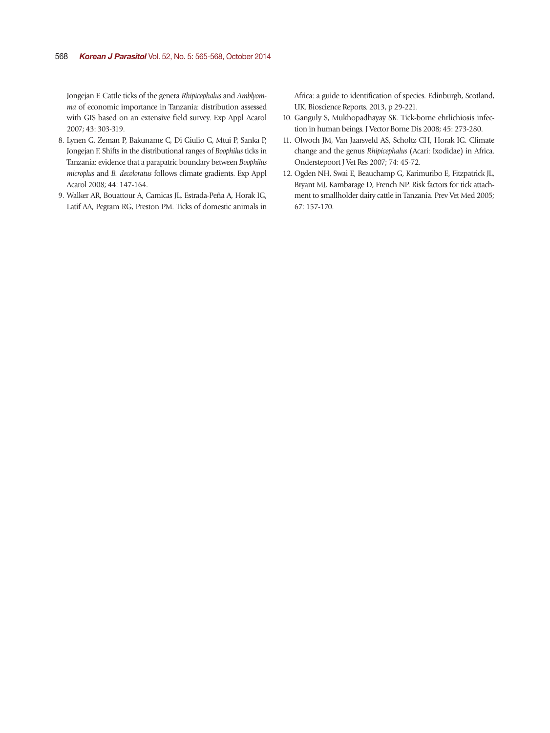Jongejan F. Cattle ticks of the genera *Rhipicephalus* and *Amblyomma* of economic importance in Tanzania: distribution assessed with GIS based on an extensive field survey. Exp Appl Acarol 2007; 43: 303-319.

8. Lynen G, Zeman P, Bakuname C, Di Giulio G, Mtui P, Sanka P, Jongejan F. Shifts in the distributional ranges of *Boophilus* ticks in Tanzania: evidence that a parapatric boundary between *Boophilus microplus* and *B. decoloratus* follows climate gradients. Exp Appl Acarol 2008; 44: 147-164.
9. Walker AR, Bouattour A, Camicas JL, Estrada-Peña A, Horak IG, Latif AA, Pegram RG, Preston PM. Ticks of domestic animals in Africa: a guide to identification of species. Edinburgh, Scotland, UK. Bioscience Reports. 2013, p 29-221.
10. Ganguly S, Mukhopadhayay SK. Tick-borne ehrlichiosis infection in human beings. J Vector Borne Dis 2008; 45: 273-280.
11. Olwoch JM, Van Jaarsveld AS, Scholtz CH, Horak IG. Climate change and the genus *Rhipicephalus* (Acari: Ixodidae) in Africa. Onderstepoort J Vet Res 2007; 74: 45-72.
12. Ogden NH, Swai E, Beauchamp G, Karimuribo E, Fitzpatrick JL, Bryant MJ, Kambarage D, French NP. Risk factors for tick attachment to smallholder dairy cattle in Tanzania. Prev Vet Med 2005; 67: 157-170.